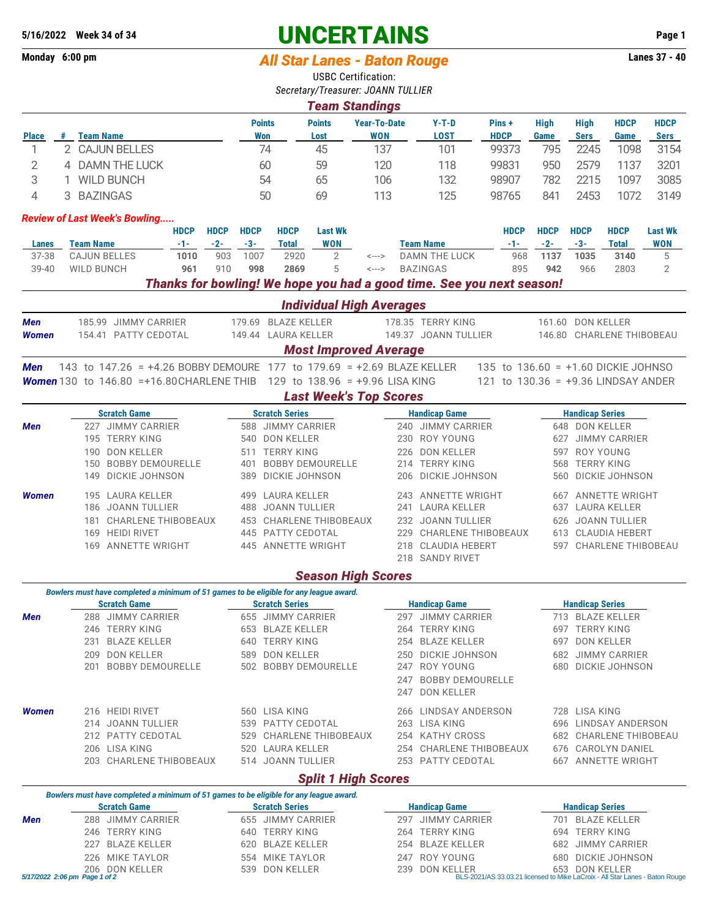5/16/2022 Week 34 of 34

# UNCERTAINS

Monday 6:00 pm

## All Star Lanes - Baton Rouge

Lanes 37 - 40

USBC Certification:

*Secretary/Treasurer: JOANN TULLIER*

## Team Standings

| Place | # | Team Name | Points Won | Points Lost | Year-To-Date WON | Y-T-D LOST | Pins + HDCP | High Game | High Sers | HDCP Game | HDCP Sers |
|---|---|---|---|---|---|---|---|---|---|---|---|
| 1 | 2 | CAJUN BELLES | 74 | 45 | 137 | 101 | 99373 | 795 | 2245 | 1098 | 3154 |
| 2 | 4 | DAMN THE LUCK | 60 | 59 | 120 | 118 | 99831 | 950 | 2579 | 1137 | 3201 |
| 3 | 1 | WILD BUNCH | 54 | 65 | 106 | 132 | 98907 | 782 | 2215 | 1097 | 3085 |
| 4 | 3 | BAZINGAS | 50 | 69 | 113 | 125 | 98765 | 841 | 2453 | 1072 | 3149 |

*Review of Last Week's Bowling.....*

| Lanes | Team Name | HDCP -1- | HDCP -2- | HDCP -3- | HDCP Total | Last Wk WON | | Team Name | HDCP -1- | HDCP -2- | HDCP -3- | HDCP Total | Last Wk WON |
|---|---|---|---|---|---|---|---|---|---|---|---|---|---|
| 37-38 | CAJUN BELLES | **1010** | 903 | 1007 | 2920 | 2 | <---> | DAMN THE LUCK | 968 | **1137** | **1035** | **3140** | 5 |
| 39-40 | WILD BUNCH | **961** | 910 | **998** | 2869 | 5 | <---> | BAZINGAS | 895 | **942** | 966 | 2803 | 2 |

***Thanks for bowling! We hope you had a good time. See you next season!***

## Individual High Averages

| | | | | |
|---|---|---|---|---|
| **Men** | 185.99 JIMMY CARRIER | 179.69 BLAZE KELLER | 178.35 TERRY KING | 161.60 DON KELLER |
| **Women** | 154.41 PATTY CEDOTAL | 149.44 LAURA KELLER | 149.37 JOANN TULLIER | 146.80 CHARLENE THIBOBEAU |

## Most Improved Average

| | | | |
|---|---|---|---|
| **Men** | 143 to 147.26 = +4.26 BOBBY DEMOURE | 177 to 179.69 = +2.69 BLAZE KELLER | 135 to 136.60 = +1.60 DICKIE JOHNSO |
| **Women** | 130 to 146.80 =+16.80 CHARLENE THIB | 129 to 138.96 = +9.96 LISA KING | 121 to 130.36 = +9.36 LINDSAY ANDER |

## Last Week's Top Scores

| | Scratch Game | Scratch Series | Handicap Game | Handicap Series |
|---|---|---|---|---|
| **Men** | 227 JIMMY CARRIER | 588 JIMMY CARRIER | 240 JIMMY CARRIER | 648 DON KELLER |
| | 195 TERRY KING | 540 DON KELLER | 230 ROY YOUNG | 627 JIMMY CARRIER |
| | 190 DON KELLER | 511 TERRY KING | 226 DON KELLER | 597 ROY YOUNG |
| | 150 BOBBY DEMOURELLE | 401 BOBBY DEMOURELLE | 214 TERRY KING | 568 TERRY KING |
| | 149 DICKIE JOHNSON | 389 DICKIE JOHNSON | 206 DICKIE JOHNSON | 560 DICKIE JOHNSON |
| **Women** | 195 LAURA KELLER | 499 LAURA KELLER | 243 ANNETTE WRIGHT | 667 ANNETTE WRIGHT |
| | 186 JOANN TULLIER | 488 JOANN TULLIER | 241 LAURA KELLER | 637 LAURA KELLER |
| | 181 CHARLENE THIBOBEAUX | 453 CHARLENE THIBOBEAUX | 232 JOANN TULLIER | 626 JOANN TULLIER |
| | 169 HEIDI RIVET | 445 PATTY CEDOTAL | 229 CHARLENE THIBOBEAUX | 613 CLAUDIA HEBERT |
| | 169 ANNETTE WRIGHT | 445 ANNETTE WRIGHT | 218 CLAUDIA HEBERT | 597 CHARLENE THIBOBEAU |
| | | | 218 SANDY RIVET | |

## Season High Scores

*Bowlers must have completed a minimum of 51 games to be eligible for any league award.*

| | Scratch Game | Scratch Series | Handicap Game | Handicap Series |
|---|---|---|---|---|
| **Men** | 288 JIMMY CARRIER | 655 JIMMY CARRIER | 297 JIMMY CARRIER | 713 BLAZE KELLER |
| | 246 TERRY KING | 653 BLAZE KELLER | 264 TERRY KING | 697 TERRY KING |
| | 231 BLAZE KELLER | 640 TERRY KING | 254 BLAZE KELLER | 697 DON KELLER |
| | 209 DON KELLER | 589 DON KELLER | 250 DICKIE JOHNSON | 682 JIMMY CARRIER |
| | 201 BOBBY DEMOURELLE | 502 BOBBY DEMOURELLE | 247 ROY YOUNG | 680 DICKIE JOHNSON |
| | | | 247 BOBBY DEMOURELLE | |
| | | | 247 DON KELLER | |
| **Women** | 216 HEIDI RIVET | 560 LISA KING | 266 LINDSAY ANDERSON | 728 LISA KING |
| | 214 JOANN TULLIER | 539 PATTY CEDOTAL | 263 LISA KING | 696 LINDSAY ANDERSON |
| | 212 PATTY CEDOTAL | 529 CHARLENE THIBOBEAUX | 254 KATHY CROSS | 682 CHARLENE THIBOBEAU |
| | 206 LISA KING | 520 LAURA KELLER | 254 CHARLENE THIBOBEAUX | 676 CAROLYN DANIEL |
| | 203 CHARLENE THIBOBEAUX | 514 JOANN TULLIER | 253 PATTY CEDOTAL | 667 ANNETTE WRIGHT |

## Split 1 High Scores

*Bowlers must have completed a minimum of 51 games to be eligible for any league award.*

| | Scratch Game | Scratch Series | Handicap Game | Handicap Series |
|---|---|---|---|---|
| **Men** | 288 JIMMY CARRIER | 655 JIMMY CARRIER | 297 JIMMY CARRIER | 701 BLAZE KELLER |
| | 246 TERRY KING | 640 TERRY KING | 264 TERRY KING | 694 TERRY KING |
| | 227 BLAZE KELLER | 620 BLAZE KELLER | 254 BLAZE KELLER | 682 JIMMY CARRIER |
| | 226 MIKE TAYLOR | 554 MIKE TAYLOR | 247 ROY YOUNG | 680 DICKIE JOHNSON |
| | 206 DON KELLER | 539 DON KELLER | 239 DON KELLER | 653 DON KELLER |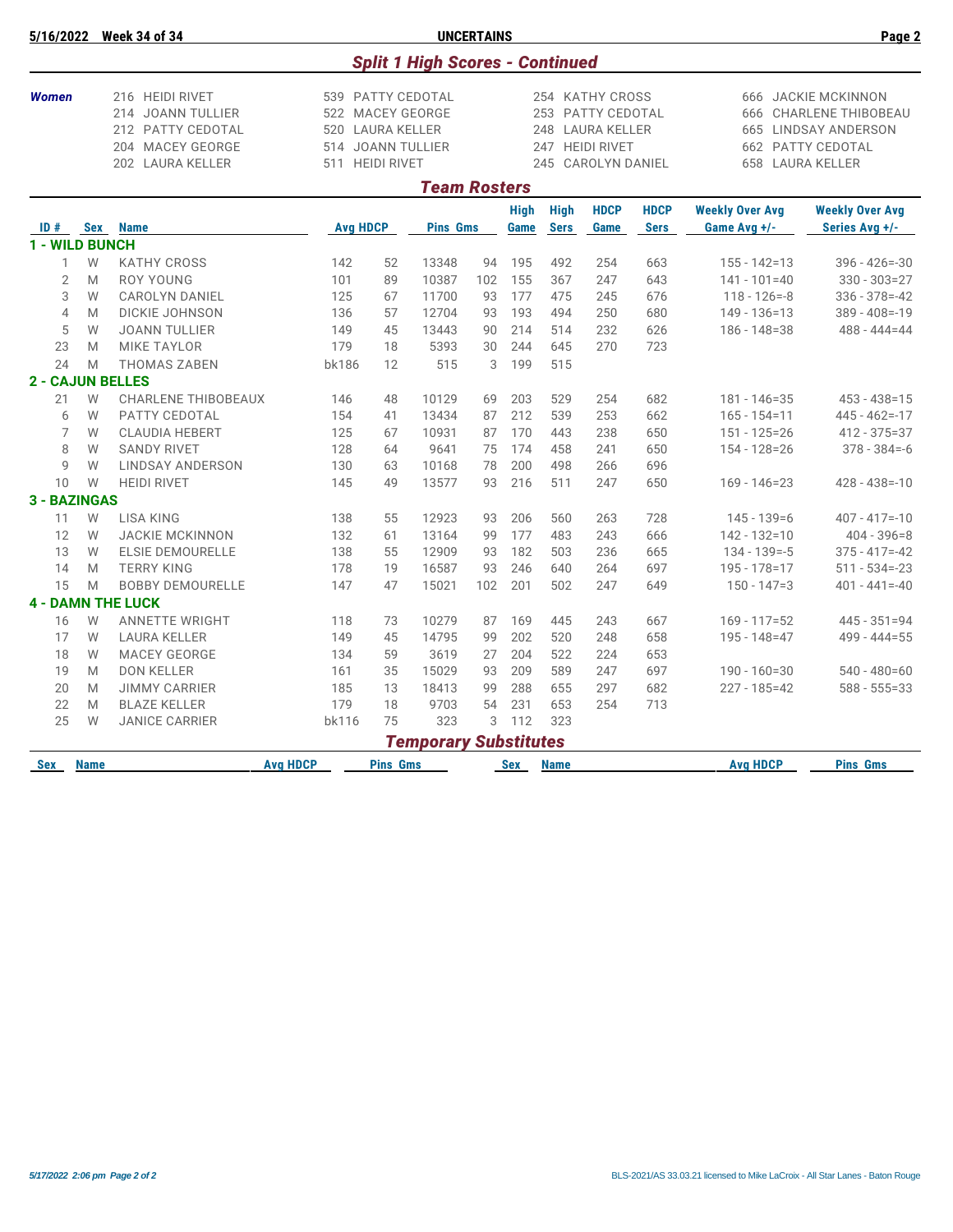## Split 1 High Scores - Continued

| | | | | |
|---|---|---|---|---|
| **Women** | 216 HEIDI RIVET | 539 PATTY CEDOTAL | 254 KATHY CROSS | 666 JACKIE MCKINNON |
| | 214 JOANN TULLIER | 522 MACEY GEORGE | 253 PATTY CEDOTAL | 666 CHARLENE THIBOBEAU |
| | 212 PATTY CEDOTAL | 520 LAURA KELLER | 248 LAURA KELLER | 665 LINDSAY ANDERSON |
| | 204 MACEY GEORGE | 514 JOANN TULLIER | 247 HEIDI RIVET | 662 PATTY CEDOTAL |
| | 202 LAURA KELLER | 511 HEIDI RIVET | 245 CAROLYN DANIEL | 658 LAURA KELLER |

## Team Rosters

| ID # | Sex | Name | Avg | HDCP | Pins | Gms | High Game | High Sers | HDCP Game | HDCP Sers | Weekly Over Avg Game Avg +/- | Weekly Over Avg Series Avg +/- |
|---|---|---|---|---|---|---|---|---|---|---|---|---|
| **1 - WILD BUNCH** | | | | | | | | | | | | |
| 1 | W | KATHY CROSS | 142 | 52 | 13348 | 94 | 195 | 492 | 254 | 663 | 155 - 142=13 | 396 - 426=-30 |
| 2 | M | ROY YOUNG | 101 | 89 | 10387 | 102 | 155 | 367 | 247 | 643 | 141 - 101=40 | 330 - 303=27 |
| 3 | W | CAROLYN DANIEL | 125 | 67 | 11700 | 93 | 177 | 475 | 245 | 676 | 118 - 126=-8 | 336 - 378=-42 |
| 4 | M | DICKIE JOHNSON | 136 | 57 | 12704 | 93 | 193 | 494 | 250 | 680 | 149 - 136=13 | 389 - 408=-19 |
| 5 | W | JOANN TULLIER | 149 | 45 | 13443 | 90 | 214 | 514 | 232 | 626 | 186 - 148=38 | 488 - 444=44 |
| 23 | M | MIKE TAYLOR | 179 | 18 | 5393 | 30 | 244 | 645 | 270 | 723 | | |
| 24 | M | THOMAS ZABEN | bk186 | 12 | 515 | 3 | 199 | 515 | | | | |
| **2 - CAJUN BELLES** | | | | | | | | | | | | |
| 21 | W | CHARLENE THIBOBEAUX | 146 | 48 | 10129 | 69 | 203 | 529 | 254 | 682 | 181 - 146=35 | 453 - 438=15 |
| 6 | W | PATTY CEDOTAL | 154 | 41 | 13434 | 87 | 212 | 539 | 253 | 662 | 165 - 154=11 | 445 - 462=-17 |
| 7 | W | CLAUDIA HEBERT | 125 | 67 | 10931 | 87 | 170 | 443 | 238 | 650 | 151 - 125=26 | 412 - 375=37 |
| 8 | W | SANDY RIVET | 128 | 64 | 9641 | 75 | 174 | 458 | 241 | 650 | 154 - 128=26 | 378 - 384=-6 |
| 9 | W | LINDSAY ANDERSON | 130 | 63 | 10168 | 78 | 200 | 498 | 266 | 696 | | |
| 10 | W | HEIDI RIVET | 145 | 49 | 13577 | 93 | 216 | 511 | 247 | 650 | 169 - 146=23 | 428 - 438=-10 |
| **3 - BAZINGAS** | | | | | | | | | | | | |
| 11 | W | LISA KING | 138 | 55 | 12923 | 93 | 206 | 560 | 263 | 728 | 145 - 139=6 | 407 - 417=-10 |
| 12 | W | JACKIE MCKINNON | 132 | 61 | 13164 | 99 | 177 | 483 | 243 | 666 | 142 - 132=10 | 404 - 396=8 |
| 13 | W | ELSIE DEMOURELLE | 138 | 55 | 12909 | 93 | 182 | 503 | 236 | 665 | 134 - 139=-5 | 375 - 417=-42 |
| 14 | M | TERRY KING | 178 | 19 | 16587 | 93 | 246 | 640 | 264 | 697 | 195 - 178=17 | 511 - 534=-23 |
| 15 | M | BOBBY DEMOURELLE | 147 | 47 | 15021 | 102 | 201 | 502 | 247 | 649 | 150 - 147=3 | 401 - 441=-40 |
| **4 - DAMN THE LUCK** | | | | | | | | | | | | |
| 16 | W | ANNETTE WRIGHT | 118 | 73 | 10279 | 87 | 169 | 445 | 243 | 667 | 169 - 117=52 | 445 - 351=94 |
| 17 | W | LAURA KELLER | 149 | 45 | 14795 | 99 | 202 | 520 | 248 | 658 | 195 - 148=47 | 499 - 444=55 |
| 18 | W | MACEY GEORGE | 134 | 59 | 3619 | 27 | 204 | 522 | 224 | 653 | | |
| 19 | M | DON KELLER | 161 | 35 | 15029 | 93 | 209 | 589 | 247 | 697 | 190 - 160=30 | 540 - 480=60 |
| 20 | M | JIMMY CARRIER | 185 | 13 | 18413 | 99 | 288 | 655 | 297 | 682 | 227 - 185=42 | 588 - 555=33 |
| 22 | M | BLAZE KELLER | 179 | 18 | 9703 | 54 | 231 | 653 | 254 | 713 | | |
| 25 | W | JANICE CARRIER | bk116 | 75 | 323 | 3 | 112 | 323 | | | | |

## Temporary Substitutes

| Sex | Name | Avg | HDCP | Pins | Gms | Sex | Name | Avg | HDCP | Pins | Gms |
|---|---|---|---|---|---|---|---|---|---|---|---|